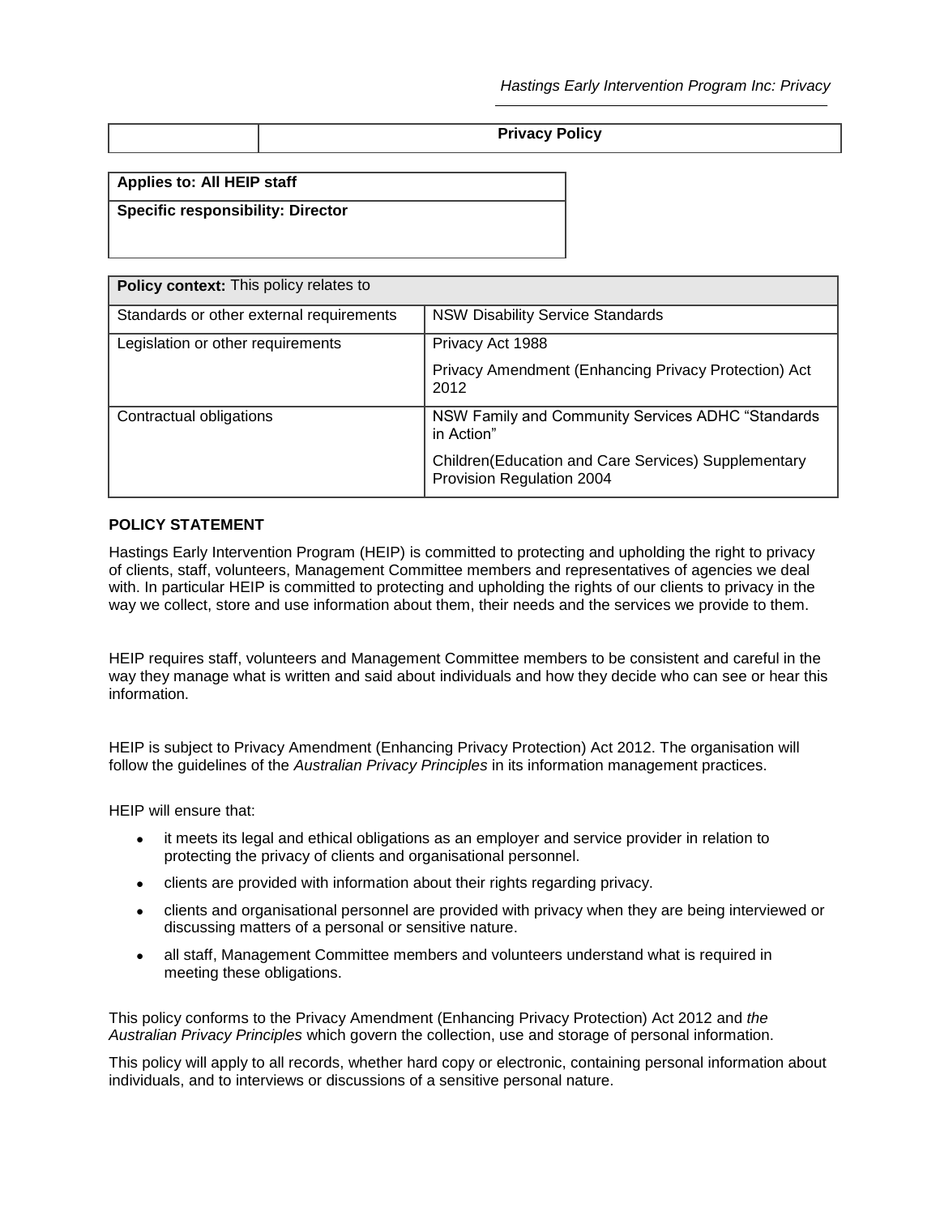| | **Privacy Policy** |
|---|---|

| **Applies to: All HEIP staff** |
|---|
| **Specific responsibility: Director** |

| **Policy context:** This policy relates to | |
|---|---|
| Standards or other external requirements | NSW Disability Service Standards |
| Legislation or other requirements | Privacy Act 1988<br>Privacy Amendment (Enhancing Privacy Protection) Act 2012 |
| Contractual obligations | NSW Family and Community Services ADHC "Standards in Action"<br>Children(Education and Care Services) Supplementary Provision Regulation 2004 |

## POLICY STATEMENT

Hastings Early Intervention Program (HEIP) is committed to protecting and upholding the right to privacy of clients, staff, volunteers, Management Committee members and representatives of agencies we deal with. In particular HEIP is committed to protecting and upholding the rights of our clients to privacy in the way we collect, store and use information about them, their needs and the services we provide to them.

HEIP requires staff, volunteers and Management Committee members to be consistent and careful in the way they manage what is written and said about individuals and how they decide who can see or hear this information.

HEIP is subject to Privacy Amendment (Enhancing Privacy Protection) Act 2012. The organisation will follow the guidelines of the *Australian Privacy Principles* in its information management practices.

HEIP will ensure that:

- it meets its legal and ethical obligations as an employer and service provider in relation to protecting the privacy of clients and organisational personnel.
- clients are provided with information about their rights regarding privacy.
- clients and organisational personnel are provided with privacy when they are being interviewed or discussing matters of a personal or sensitive nature.
- all staff, Management Committee members and volunteers understand what is required in meeting these obligations.

This policy conforms to the Privacy Amendment (Enhancing Privacy Protection) Act 2012 and *the Australian Privacy Principles* which govern the collection, use and storage of personal information.

This policy will apply to all records, whether hard copy or electronic, containing personal information about individuals, and to interviews or discussions of a sensitive personal nature.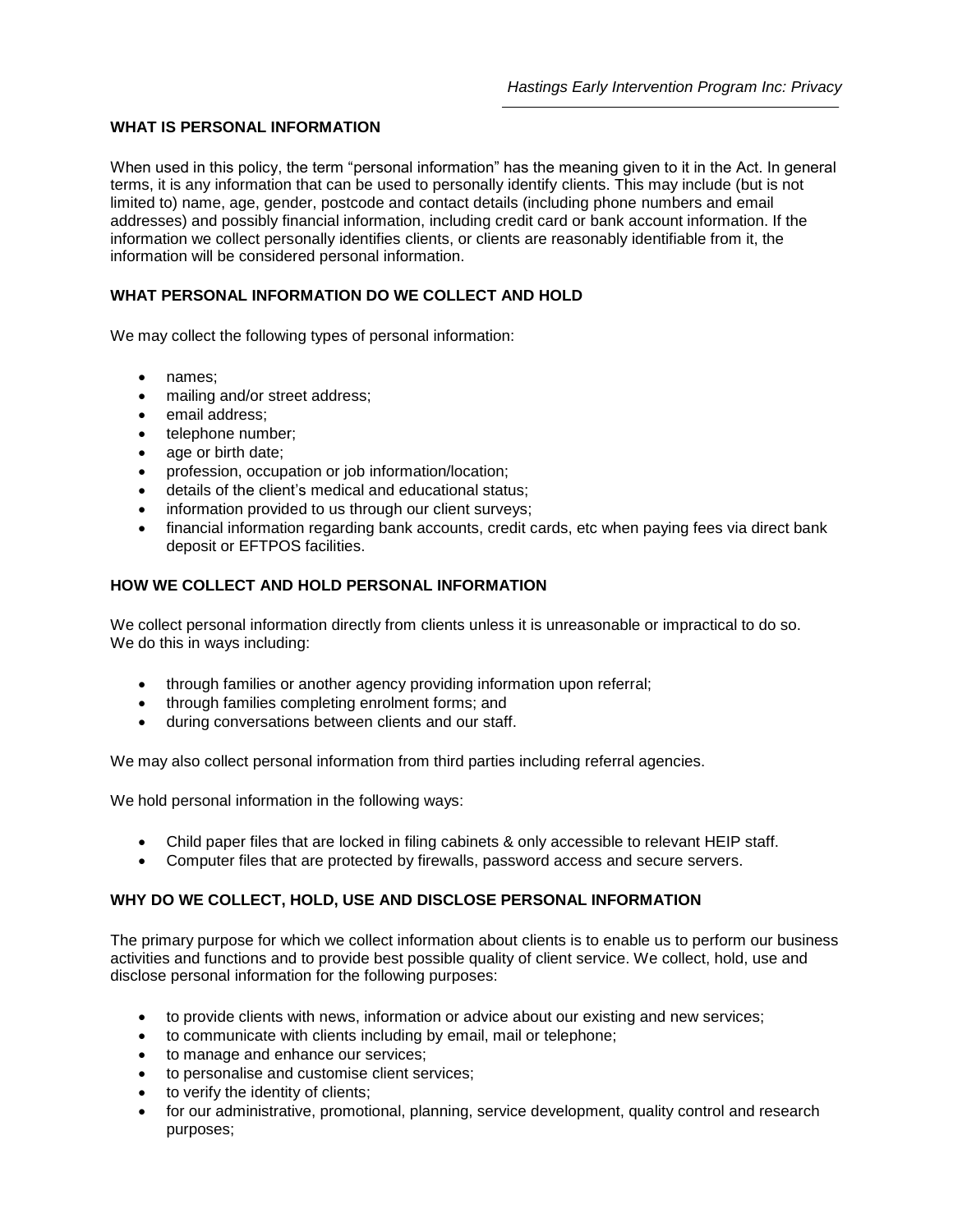## WHAT IS PERSONAL INFORMATION

When used in this policy, the term "personal information" has the meaning given to it in the Act. In general terms, it is any information that can be used to personally identify clients. This may include (but is not limited to) name, age, gender, postcode and contact details (including phone numbers and email addresses) and possibly financial information, including credit card or bank account information. If the information we collect personally identifies clients, or clients are reasonably identifiable from it, the information will be considered personal information.

## WHAT PERSONAL INFORMATION DO WE COLLECT AND HOLD

We may collect the following types of personal information:

- names;
- mailing and/or street address;
- email address;
- telephone number;
- age or birth date;
- profession, occupation or job information/location;
- details of the client's medical and educational status;
- information provided to us through our client surveys;
- financial information regarding bank accounts, credit cards, etc when paying fees via direct bank deposit or EFTPOS facilities.

## HOW WE COLLECT AND HOLD PERSONAL INFORMATION

We collect personal information directly from clients unless it is unreasonable or impractical to do so. We do this in ways including:

- through families or another agency providing information upon referral;
- through families completing enrolment forms; and
- during conversations between clients and our staff.

We may also collect personal information from third parties including referral agencies.

We hold personal information in the following ways:

- Child paper files that are locked in filing cabinets & only accessible to relevant HEIP staff.
- Computer files that are protected by firewalls, password access and secure servers.

## WHY DO WE COLLECT, HOLD, USE AND DISCLOSE PERSONAL INFORMATION

The primary purpose for which we collect information about clients is to enable us to perform our business activities and functions and to provide best possible quality of client service. We collect, hold, use and disclose personal information for the following purposes:

- to provide clients with news, information or advice about our existing and new services;
- to communicate with clients including by email, mail or telephone;
- to manage and enhance our services;
- to personalise and customise client services;
- to verify the identity of clients;
- for our administrative, promotional, planning, service development, quality control and research purposes;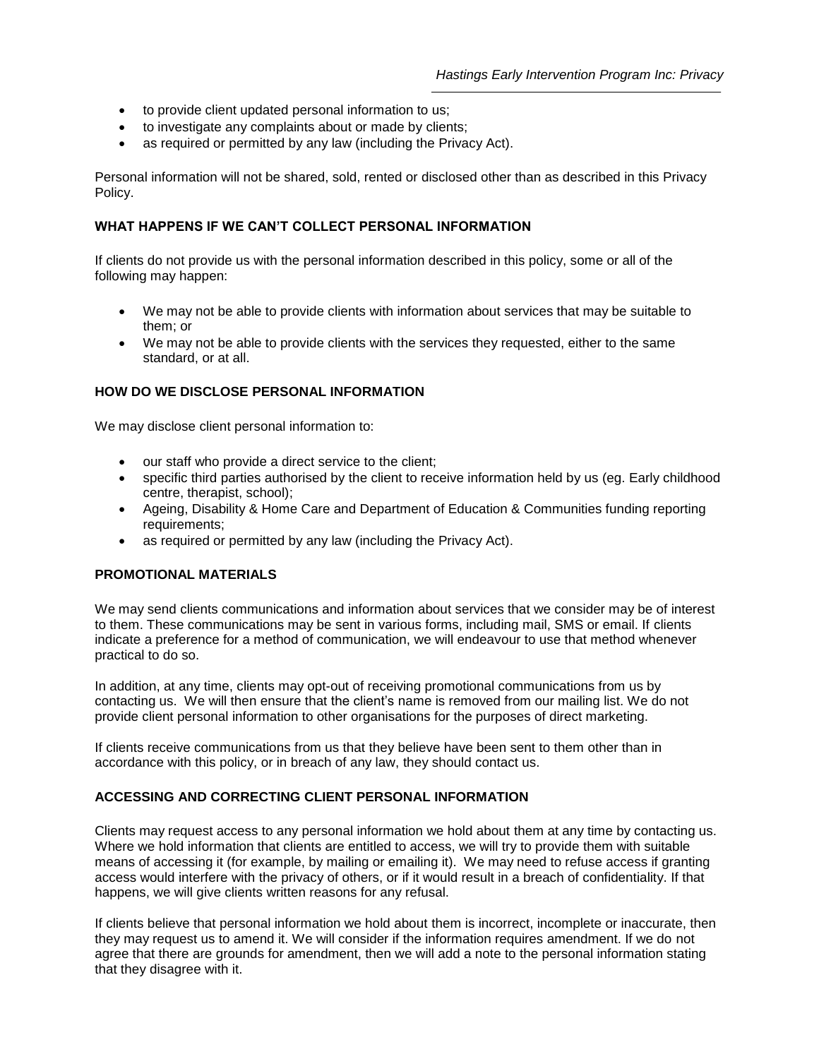- to provide client updated personal information to us;
- to investigate any complaints about or made by clients;
- as required or permitted by any law (including the Privacy Act).

Personal information will not be shared, sold, rented or disclosed other than as described in this Privacy Policy.

**WHAT HAPPENS IF WE CAN'T COLLECT PERSONAL INFORMATION**

If clients do not provide us with the personal information described in this policy, some or all of the following may happen:

- We may not be able to provide clients with information about services that may be suitable to them; or
- We may not be able to provide clients with the services they requested, either to the same standard, or at all.

**HOW DO WE DISCLOSE PERSONAL INFORMATION**

We may disclose client personal information to:

- our staff who provide a direct service to the client;
- specific third parties authorised by the client to receive information held by us (eg. Early childhood centre, therapist, school);
- Ageing, Disability & Home Care and Department of Education & Communities funding reporting requirements;
- as required or permitted by any law (including the Privacy Act).

**PROMOTIONAL MATERIALS**

We may send clients communications and information about services that we consider may be of interest to them. These communications may be sent in various forms, including mail, SMS or email. If clients indicate a preference for a method of communication, we will endeavour to use that method whenever practical to do so.

In addition, at any time, clients may opt-out of receiving promotional communications from us by contacting us. We will then ensure that the client's name is removed from our mailing list. We do not provide client personal information to other organisations for the purposes of direct marketing.

If clients receive communications from us that they believe have been sent to them other than in accordance with this policy, or in breach of any law, they should contact us.

**ACCESSING AND CORRECTING CLIENT PERSONAL INFORMATION**

Clients may request access to any personal information we hold about them at any time by contacting us. Where we hold information that clients are entitled to access, we will try to provide them with suitable means of accessing it (for example, by mailing or emailing it). We may need to refuse access if granting access would interfere with the privacy of others, or if it would result in a breach of confidentiality. If that happens, we will give clients written reasons for any refusal.

If clients believe that personal information we hold about them is incorrect, incomplete or inaccurate, then they may request us to amend it. We will consider if the information requires amendment. If we do not agree that there are grounds for amendment, then we will add a note to the personal information stating that they disagree with it.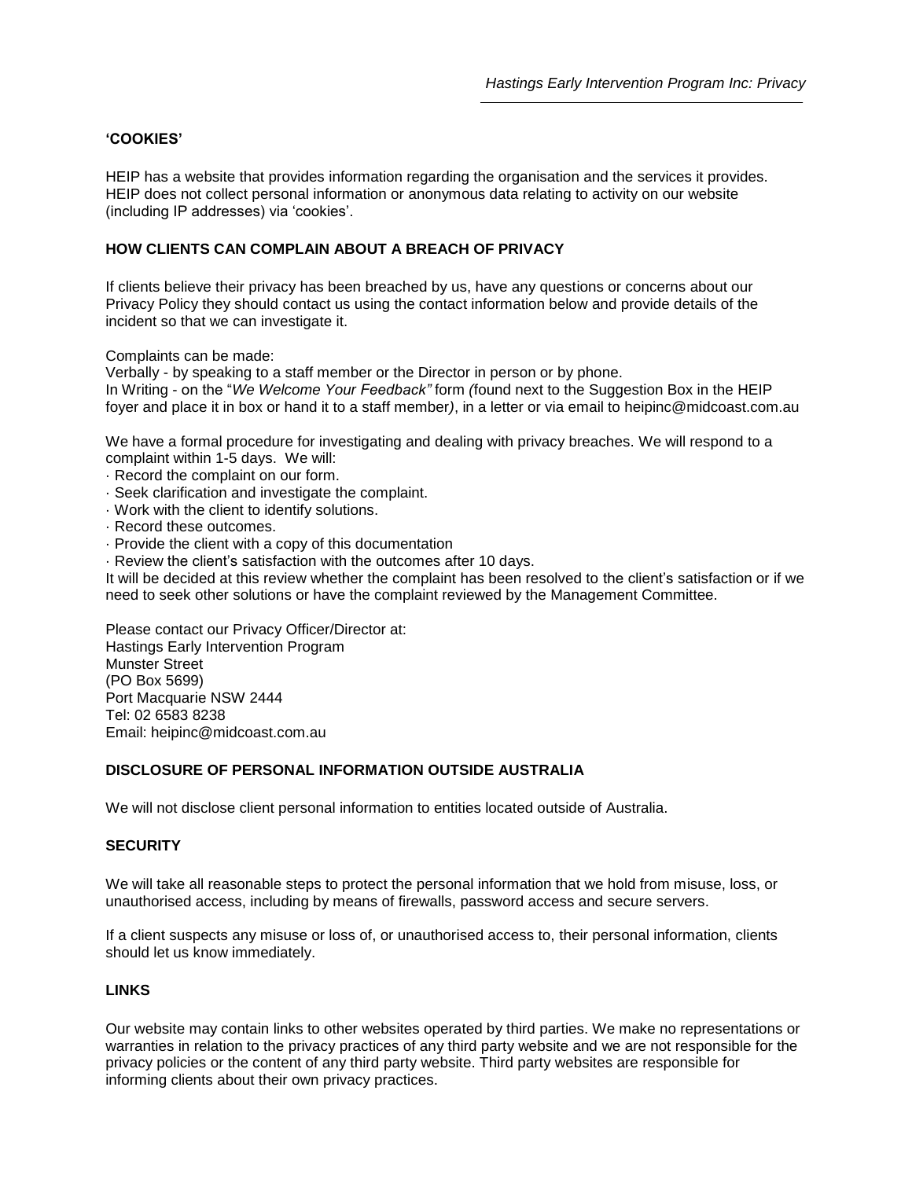## 'COOKIES'

HEIP has a website that provides information regarding the organisation and the services it provides. HEIP does not collect personal information or anonymous data relating to activity on our website (including IP addresses) via 'cookies'.

## HOW CLIENTS CAN COMPLAIN ABOUT A BREACH OF PRIVACY

If clients believe their privacy has been breached by us, have any questions or concerns about our Privacy Policy they should contact us using the contact information below and provide details of the incident so that we can investigate it.

Complaints can be made:
Verbally - by speaking to a staff member or the Director in person or by phone.
In Writing - on the "*We Welcome Your Feedback"* form *(*found next to the Suggestion Box in the HEIP foyer and place it in box or hand it to a staff member*)*, in a letter or via email to heipinc@midcoast.com.au

We have a formal procedure for investigating and dealing with privacy breaches. We will respond to a complaint within 1-5 days. We will:

- Record the complaint on our form.
- Seek clarification and investigate the complaint.
- Work with the client to identify solutions.
- Record these outcomes.
- Provide the client with a copy of this documentation
- Review the client's satisfaction with the outcomes after 10 days.

It will be decided at this review whether the complaint has been resolved to the client's satisfaction or if we need to seek other solutions or have the complaint reviewed by the Management Committee.

Please contact our Privacy Officer/Director at:
Hastings Early Intervention Program
Munster Street
(PO Box 5699)
Port Macquarie NSW 2444
Tel: 02 6583 8238
Email: heipinc@midcoast.com.au

## DISCLOSURE OF PERSONAL INFORMATION OUTSIDE AUSTRALIA

We will not disclose client personal information to entities located outside of Australia.

## SECURITY

We will take all reasonable steps to protect the personal information that we hold from misuse, loss, or unauthorised access, including by means of firewalls, password access and secure servers.

If a client suspects any misuse or loss of, or unauthorised access to, their personal information, clients should let us know immediately.

## LINKS

Our website may contain links to other websites operated by third parties. We make no representations or warranties in relation to the privacy practices of any third party website and we are not responsible for the privacy policies or the content of any third party website. Third party websites are responsible for informing clients about their own privacy practices.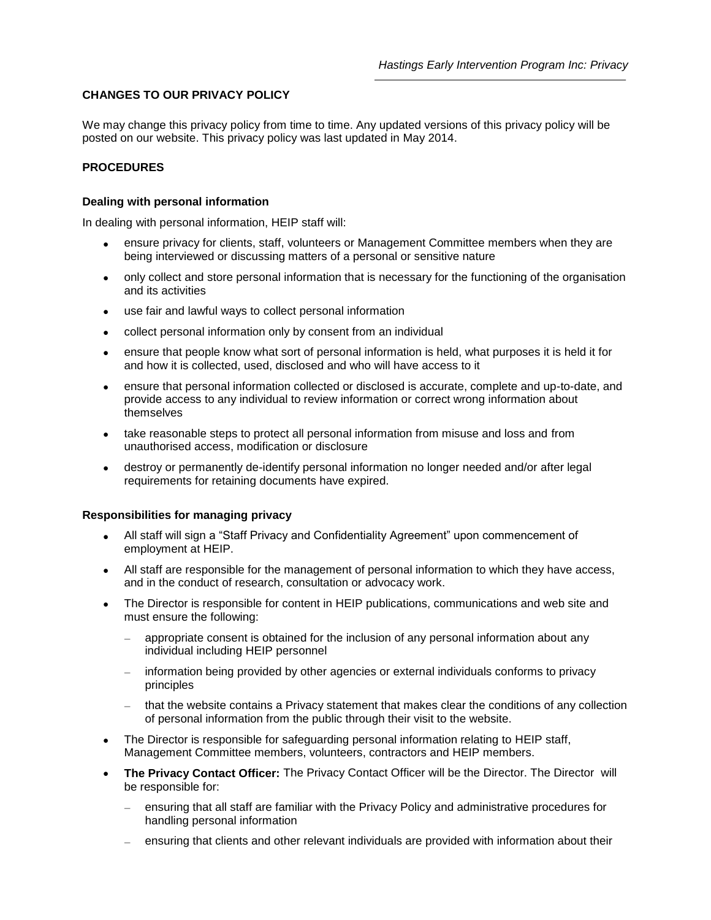## CHANGES TO OUR PRIVACY POLICY

We may change this privacy policy from time to time. Any updated versions of this privacy policy will be posted on our website. This privacy policy was last updated in May 2014.

## PROCEDURES

### Dealing with personal information

In dealing with personal information, HEIP staff will:

- ensure privacy for clients, staff, volunteers or Management Committee members when they are being interviewed or discussing matters of a personal or sensitive nature
- only collect and store personal information that is necessary for the functioning of the organisation and its activities
- use fair and lawful ways to collect personal information
- collect personal information only by consent from an individual
- ensure that people know what sort of personal information is held, what purposes it is held it for and how it is collected, used, disclosed and who will have access to it
- ensure that personal information collected or disclosed is accurate, complete and up-to-date, and provide access to any individual to review information or correct wrong information about themselves
- take reasonable steps to protect all personal information from misuse and loss and from unauthorised access, modification or disclosure
- destroy or permanently de-identify personal information no longer needed and/or after legal requirements for retaining documents have expired.

### Responsibilities for managing privacy

- All staff will sign a "Staff Privacy and Confidentiality Agreement" upon commencement of employment at HEIP.
- All staff are responsible for the management of personal information to which they have access, and in the conduct of research, consultation or advocacy work.
- The Director is responsible for content in HEIP publications, communications and web site and must ensure the following:
  - appropriate consent is obtained for the inclusion of any personal information about any individual including HEIP personnel
  - information being provided by other agencies or external individuals conforms to privacy principles
  - that the website contains a Privacy statement that makes clear the conditions of any collection of personal information from the public through their visit to the website.
- The Director is responsible for safeguarding personal information relating to HEIP staff, Management Committee members, volunteers, contractors and HEIP members.
- **The Privacy Contact Officer:** The Privacy Contact Officer will be the Director. The Director will be responsible for:
  - ensuring that all staff are familiar with the Privacy Policy and administrative procedures for handling personal information
  - ensuring that clients and other relevant individuals are provided with information about their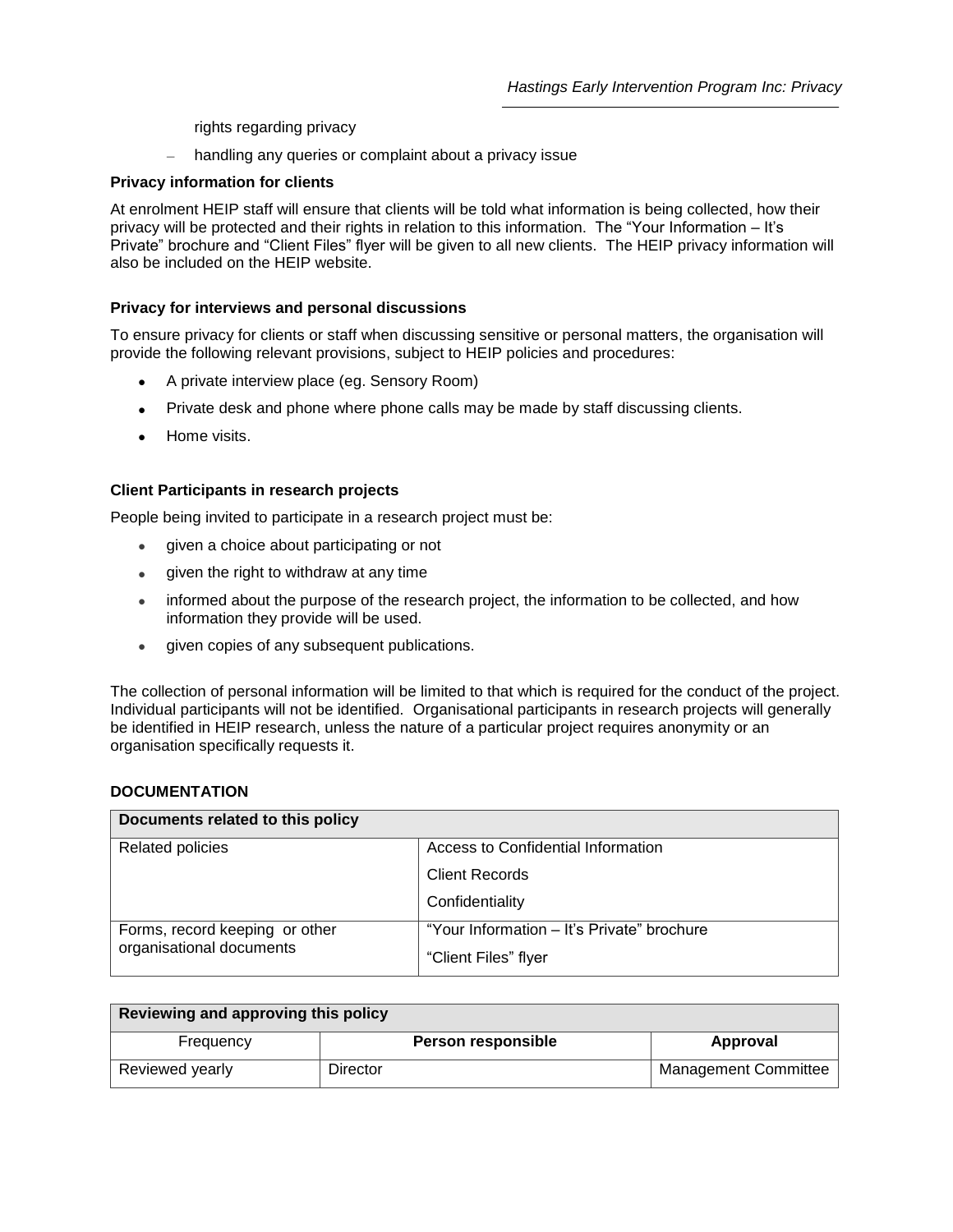rights regarding privacy

– handling any queries or complaint about a privacy issue

**Privacy information for clients**

At enrolment HEIP staff will ensure that clients will be told what information is being collected, how their privacy will be protected and their rights in relation to this information. The "Your Information – It's Private" brochure and "Client Files" flyer will be given to all new clients. The HEIP privacy information will also be included on the HEIP website.

**Privacy for interviews and personal discussions**

To ensure privacy for clients or staff when discussing sensitive or personal matters, the organisation will provide the following relevant provisions, subject to HEIP policies and procedures:

- A private interview place (eg. Sensory Room)
- Private desk and phone where phone calls may be made by staff discussing clients.
- Home visits.

**Client Participants in research projects**

People being invited to participate in a research project must be:

- given a choice about participating or not
- given the right to withdraw at any time
- informed about the purpose of the research project, the information to be collected, and how information they provide will be used.
- given copies of any subsequent publications.

The collection of personal information will be limited to that which is required for the conduct of the project. Individual participants will not be identified. Organisational participants in research projects will generally be identified in HEIP research, unless the nature of a particular project requires anonymity or an organisation specifically requests it.

**DOCUMENTATION**

| Documents related to this policy | |
|---|---|
| Related policies | Access to Confidential Information<br>Client Records<br>Confidentiality |
| Forms, record keeping or other organisational documents | "Your Information – It's Private" brochure<br>"Client Files" flyer |

| Reviewing and approving this policy | | |
|---|---|---|
| Frequency | **Person responsible** | **Approval** |
| Reviewed yearly | Director | Management Committee |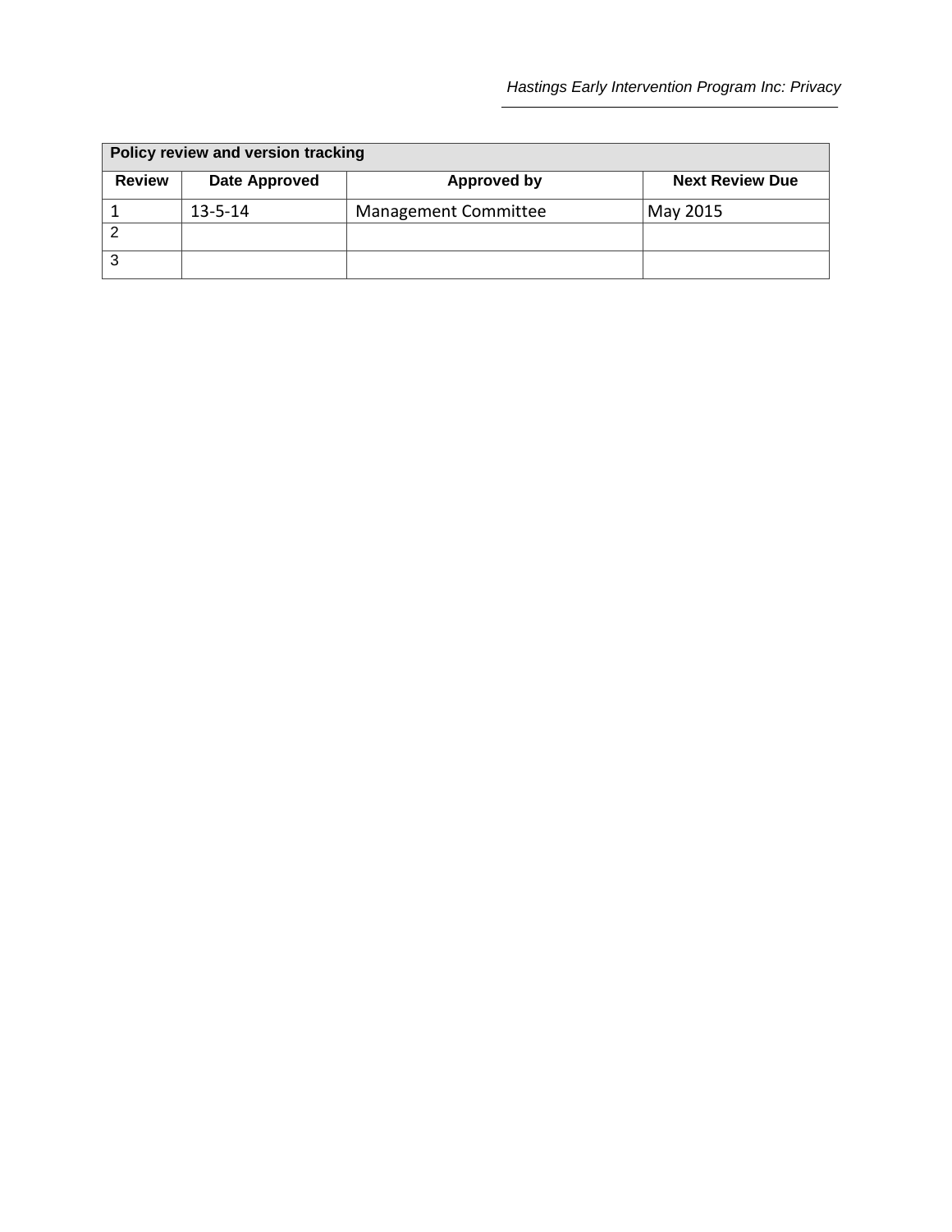| Policy review and version tracking | | | |
|---|---|---|---|
| **Review** | **Date Approved** | **Approved by** | **Next Review Due** |
| 1 | 13-5-14 | Management Committee | May 2015 |
| 2 | | | |
| 3 | | | |